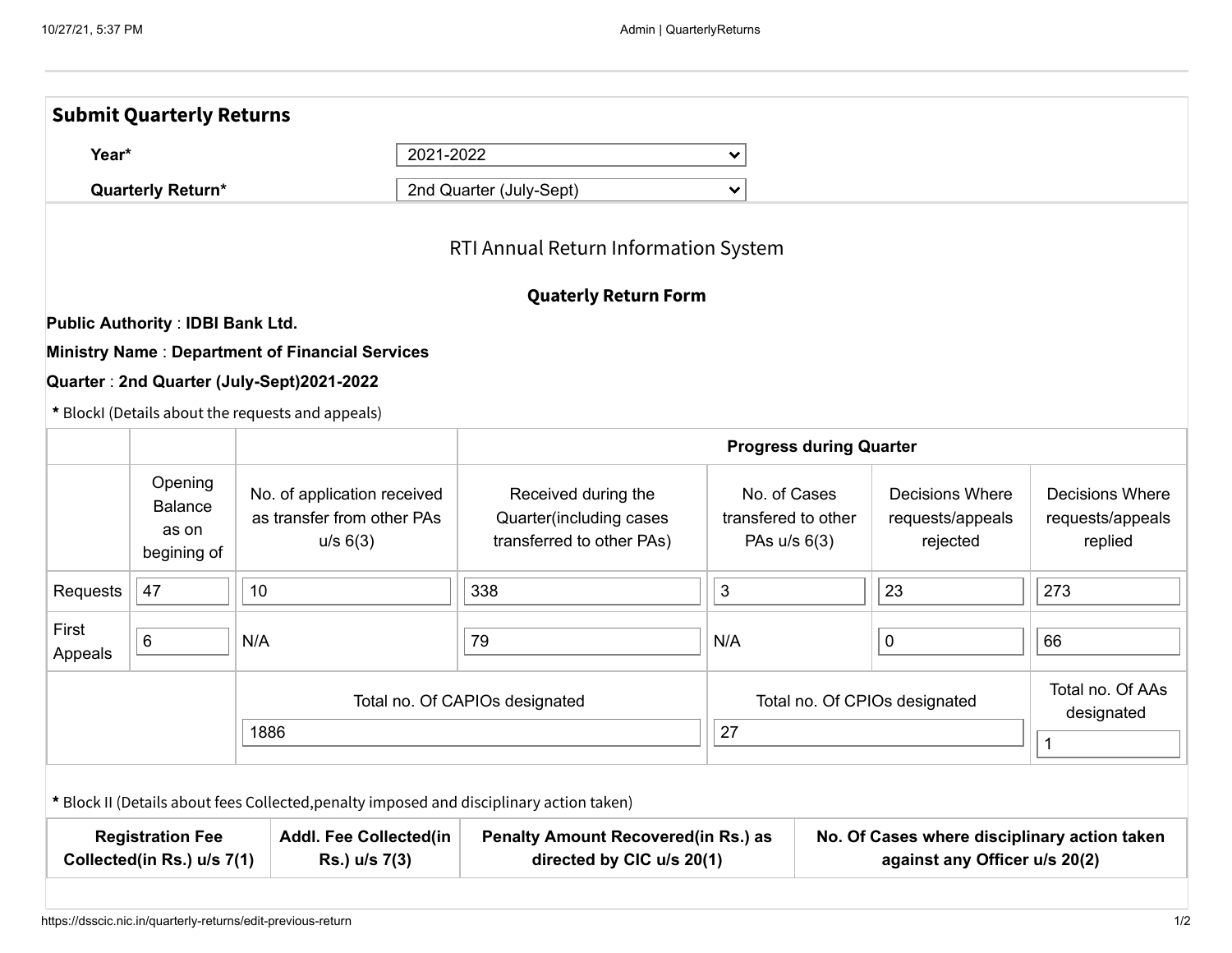## Submit Quarterly Returns

**Year*** 2021-2022

**Quarterly Return*** 2nd Quarter (July-Sept)

RTI Annual Return Information System

**Quaterly Return Form**

**Public Authority** : **IDBI Bank Ltd.**

**Ministry Name** : **Department of Financial Services**

**Quarter** : **2nd Quarter (July-Sept)2021-2022**

**\*** BlockI (Details about the requests and appeals)

| | | | **Progress during Quarter** | | | |
|---|---|---|---|---|---|---|
| | Opening Balance as on begining of | No. of application received as transfer from other PAs u/s 6(3) | Received during the Quarter(including cases transferred to other PAs) | No. of Cases transfered to other PAs u/s 6(3) | Decisions Where requests/appeals rejected | Decisions Where requests/appeals replied |
| Requests | 47 | 10 | 338 | 3 | 23 | 273 |
| First Appeals | 6 | N/A | 79 | N/A | 0 | 66 |
| | | Total no. Of CAPIOs designated | 1886 | Total no. Of CPIOs designated | 27 | Total no. Of AAs designated: 1 |

**\*** Block II (Details about fees Collected,penalty imposed and disciplinary action taken)

| **Registration Fee Collected(in Rs.) u/s 7(1)** | **Addl. Fee Collected(in Rs.) u/s 7(3)** | **Penalty Amount Recovered(in Rs.) as directed by CIC u/s 20(1)** | **No. Of Cases where disciplinary action taken against any Officer u/s 20(2)** |
|---|---|---|---|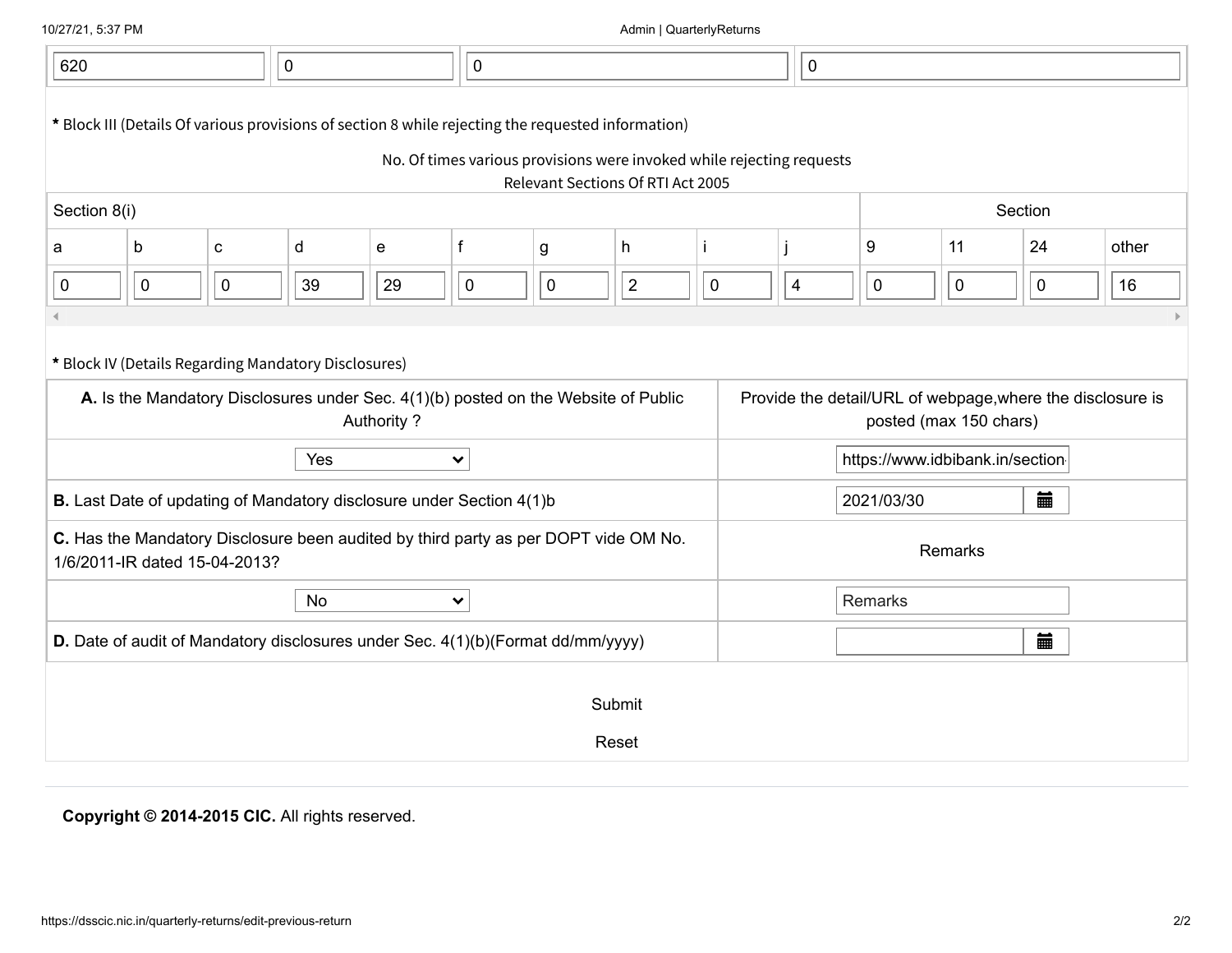| | | | |
|---|---|---|---|
| 620 | 0 | 0 | 0 |

**\*** Block III (Details Of various provisions of section 8 while rejecting the requested information)

No. Of times various provisions were invoked while rejecting requests
Relevant Sections Of RTI Act 2005

| Section 8(i) | | | | | | | | | | Section | | | |
|---|---|---|---|---|---|---|---|---|---|---|---|---|---|
| a | b | c | d | e | f | g | h | i | j | 9 | 11 | 24 | other |
| 0 | 0 | 0 | 39 | 29 | 0 | 0 | 2 | 0 | 4 | 0 | 0 | 0 | 16 |

**\*** Block IV (Details Regarding Mandatory Disclosures)

| **A.** Is the Mandatory Disclosures under Sec. 4(1)(b) posted on the Website of Public Authority ? | Provide the detail/URL of webpage,where the disclosure is posted (max 150 chars) |
|---|---|
| Yes | https://www.idbibank.in/section |
| **B.** Last Date of updating of Mandatory disclosure under Section 4(1)b | 2021/03/30 |
| **C.** Has the Mandatory Disclosure been audited by third party as per DOPT vide OM No. 1/6/2011-IR dated 15-04-2013? | Remarks |
| No | Remarks |
| **D.** Date of audit of Mandatory disclosures under Sec. 4(1)(b)(Format dd/mm/yyyy) | |

Submit

Reset

**Copyright © 2014-2015 CIC.** All rights reserved.